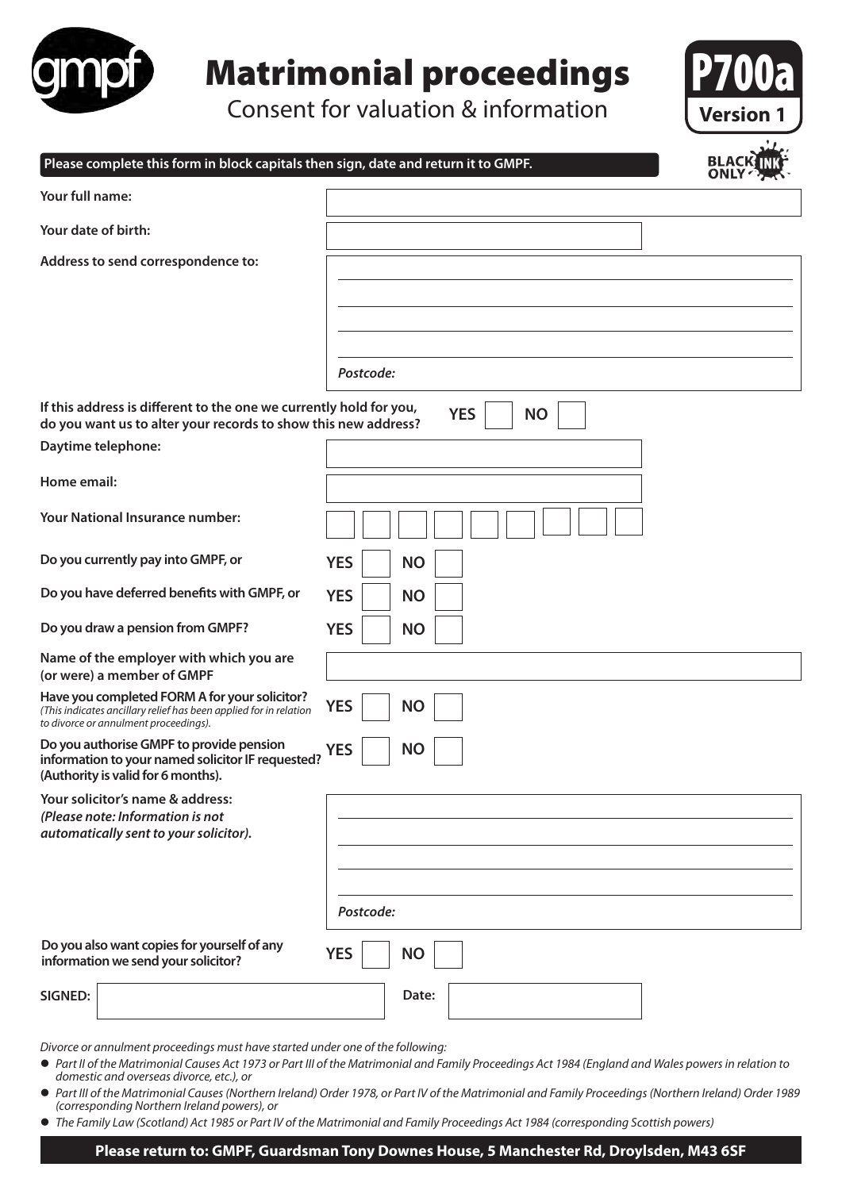gmpf

# Matrimonial proceedings

Consent for valuation & information

**P700a**
**Version 1**

**Please complete this form in block capitals then sign, date and return it to GMPF.**

BLACK INK ONLY

**Your full name:**

**Your date of birth:**

**Address to send correspondence to:**

*Postcode:*

**If this address is different to the one we currently hold for you, do you want us to alter your records to show this new address?** YES ☐ NO ☐

**Daytime telephone:**

**Home email:**

**Your National Insurance number:** ☐☐☐☐☐☐☐☐☐

**Do you currently pay into GMPF, or** YES ☐ NO ☐

**Do you have deferred benefits with GMPF, or** YES ☐ NO ☐

**Do you draw a pension from GMPF?** YES ☐ NO ☐

**Name of the employer with which you are (or were) a member of GMPF**

**Have you completed FORM A for your solicitor?** YES ☐ NO ☐
*(This indicates ancillary relief has been applied for in relation to divorce or annulment proceedings).*

**Do you authorise GMPF to provide pension information to your named solicitor IF requested? (Authority is valid for 6 months).** YES ☐ NO ☐

**Your solicitor's name & address:**
***(Please note: Information is not automatically sent to your solicitor).***

*Postcode:*

**Do you also want copies for yourself of any information we send your solicitor?** YES ☐ NO ☐

**SIGNED:** **Date:**

*Divorce or annulment proceedings must have started under one of the following:*

- *Part II of the Matrimonial Causes Act 1973 or Part III of the Matrimonial and Family Proceedings Act 1984 (England and Wales powers in relation to domestic and overseas divorce, etc.), or*
- *Part III of the Matrimonial Causes (Northern Ireland) Order 1978, or Part IV of the Matrimonial and Family Proceedings (Northern Ireland) Order 1989 (corresponding Northern Ireland powers), or*
- *The Family Law (Scotland) Act 1985 or Part IV of the Matrimonial and Family Proceedings Act 1984 (corresponding Scottish powers)*

**Please return to: GMPF, Guardsman Tony Downes House, 5 Manchester Rd, Droylsden, M43 6SF**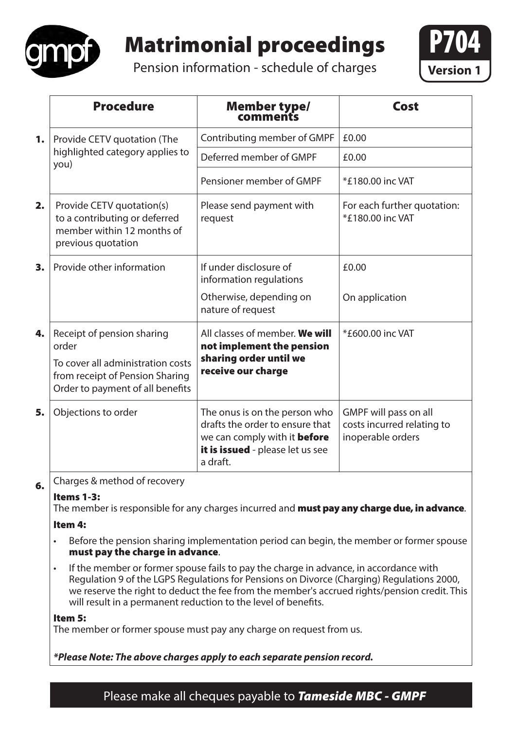# Matrimonial proceedings

Pension information - schedule of charges

**P704**
**Version 1**

| | Procedure | Member type/ comments | Cost |
|---|---|---|---|
| **1.** | Provide CETV quotation (The highlighted category applies to you) | Contributing member of GMPF | £0.00 |
| | | Deferred member of GMPF | £0.00 |
| | | Pensioner member of GMPF | *£180.00 inc VAT |
| **2.** | Provide CETV quotation(s) to a contributing or deferred member within 12 months of previous quotation | Please send payment with request | For each further quotation: *£180.00 inc VAT |
| **3.** | Provide other information | If under disclosure of information regulations | £0.00 |
| | | Otherwise, depending on nature of request | On application |
| **4.** | Receipt of pension sharing order<br>To cover all administration costs from receipt of Pension Sharing Order to payment of all benefits | All classes of member. **We will not implement the pension sharing order until we receive our charge** | *£600.00 inc VAT |
| **5.** | Objections to order | The onus is on the person who drafts the order to ensure that we can comply with it **before it is issued** - please let us see a draft. | GMPF will pass on all costs incurred relating to inoperable orders |

**6.** Charges & method of recovery

**Items 1-3:**
The member is responsible for any charges incurred and **must pay any charge due, in advance**.

**Item 4:**

- Before the pension sharing implementation period can begin, the member or former spouse **must pay the charge in advance**.
- If the member or former spouse fails to pay the charge in advance, in accordance with Regulation 9 of the LGPS Regulations for Pensions on Divorce (Charging) Regulations 2000, we reserve the right to deduct the fee from the member's accrued rights/pension credit. This will result in a permanent reduction to the level of benefits.

**Item 5:**
The member or former spouse must pay any charge on request from us.

***Please Note: The above charges apply to each separate pension record.***

Please make all cheques payable to ***Tameside MBC - GMPF***